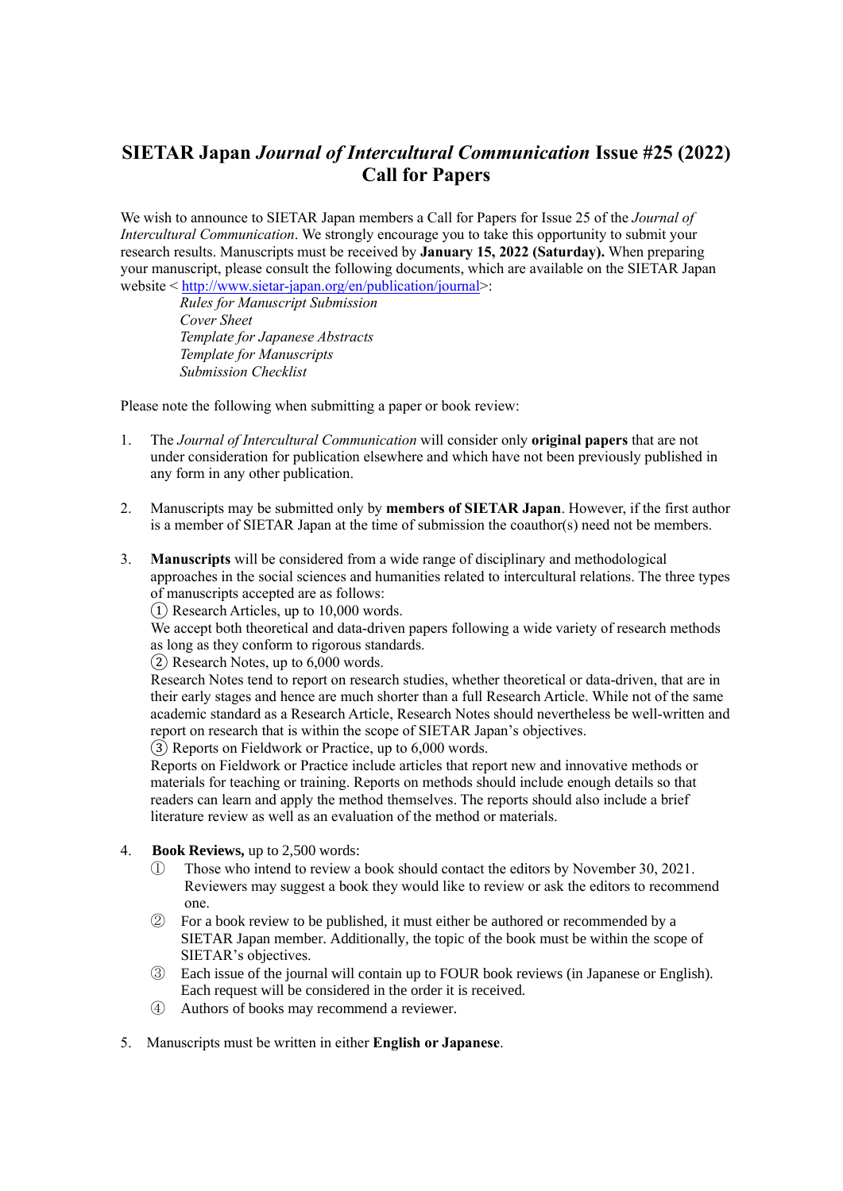# SIETAR Japan *Journal of Intercultural Communication* Issue #25 (2022) Call for Papers

We wish to announce to SIETAR Japan members a Call for Papers for Issue 25 of the *Journal of Intercultural Communication*. We strongly encourage you to take this opportunity to submit your research results. Manuscripts must be received by **January 15, 2022 (Saturday).** When preparing your manuscript, please consult the following documents, which are available on the SIETAR Japan website < http://www.sietar-japan.org/en/publication/journal>:

*Rules for Manuscript Submission*
*Cover Sheet*
*Template for Japanese Abstracts*
*Template for Manuscripts*
*Submission Checklist*

Please note the following when submitting a paper or book review:

1. The *Journal of Intercultural Communication* will consider only **original papers** that are not under consideration for publication elsewhere and which have not been previously published in any form in any other publication.

2. Manuscripts may be submitted only by **members of SIETAR Japan**. However, if the first author is a member of SIETAR Japan at the time of submission the coauthor(s) need not be members.

3. **Manuscripts** will be considered from a wide range of disciplinary and methodological approaches in the social sciences and humanities related to intercultural relations. The three types of manuscripts accepted are as follows:
   ① Research Articles, up to 10,000 words.
   We accept both theoretical and data-driven papers following a wide variety of research methods as long as they conform to rigorous standards.
   ② Research Notes, up to 6,000 words.
   Research Notes tend to report on research studies, whether theoretical or data-driven, that are in their early stages and hence are much shorter than a full Research Article. While not of the same academic standard as a Research Article, Research Notes should nevertheless be well-written and report on research that is within the scope of SIETAR Japan's objectives.
   ③ Reports on Fieldwork or Practice, up to 6,000 words.
   Reports on Fieldwork or Practice include articles that report new and innovative methods or materials for teaching or training. Reports on methods should include enough details so that readers can learn and apply the method themselves. The reports should also include a brief literature review as well as an evaluation of the method or materials.

4. **Book Reviews,** up to 2,500 words:
   ① Those who intend to review a book should contact the editors by November 30, 2021. Reviewers may suggest a book they would like to review or ask the editors to recommend one.
   ② For a book review to be published, it must either be authored or recommended by a SIETAR Japan member. Additionally, the topic of the book must be within the scope of SIETAR's objectives.
   ③ Each issue of the journal will contain up to FOUR book reviews (in Japanese or English). Each request will be considered in the order it is received.
   ④ Authors of books may recommend a reviewer.

5. Manuscripts must be written in either **English or Japanese**.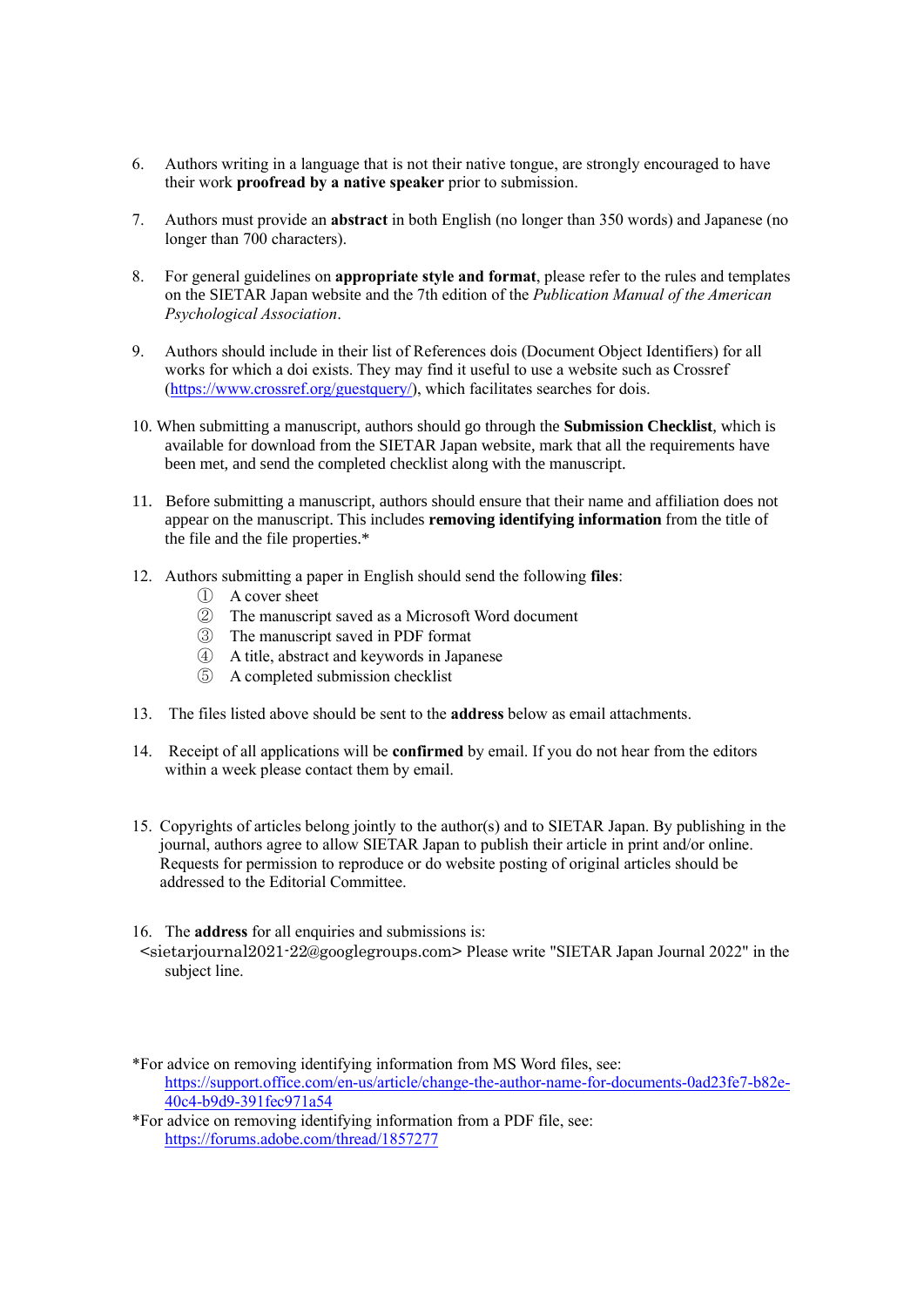6. Authors writing in a language that is not their native tongue, are strongly encouraged to have their work **proofread by a native speaker** prior to submission.

7. Authors must provide an **abstract** in both English (no longer than 350 words) and Japanese (no longer than 700 characters).

8. For general guidelines on **appropriate style and format**, please refer to the rules and templates on the SIETAR Japan website and the 7th edition of the *Publication Manual of the American Psychological Association*.

9. Authors should include in their list of References dois (Document Object Identifiers) for all works for which a doi exists. They may find it useful to use a website such as Crossref (https://www.crossref.org/guestquery/), which facilitates searches for dois.

10. When submitting a manuscript, authors should go through the **Submission Checklist**, which is available for download from the SIETAR Japan website, mark that all the requirements have been met, and send the completed checklist along with the manuscript.

11. Before submitting a manuscript, authors should ensure that their name and affiliation does not appear on the manuscript. This includes **removing identifying information** from the title of the file and the file properties.*

12. Authors submitting a paper in English should send the following **files**:
    ① A cover sheet
    ② The manuscript saved as a Microsoft Word document
    ③ The manuscript saved in PDF format
    ④ A title, abstract and keywords in Japanese
    ⑤ A completed submission checklist

13. The files listed above should be sent to the **address** below as email attachments.

14. Receipt of all applications will be **confirmed** by email. If you do not hear from the editors within a week please contact them by email.

15. Copyrights of articles belong jointly to the author(s) and to SIETAR Japan. By publishing in the journal, authors agree to allow SIETAR Japan to publish their article in print and/or online. Requests for permission to reproduce or do website posting of original articles should be addressed to the Editorial Committee.

16. The **address** for all enquiries and submissions is:
<sietarjournal2021-22@googlegroups.com> Please write "SIETAR Japan Journal 2022" in the subject line.

*For advice on removing identifying information from MS Word files, see: https://support.office.com/en-us/article/change-the-author-name-for-documents-0ad23fe7-b82e-40c4-b9d9-391fec971a54

*For advice on removing identifying information from a PDF file, see: https://forums.adobe.com/thread/1857277